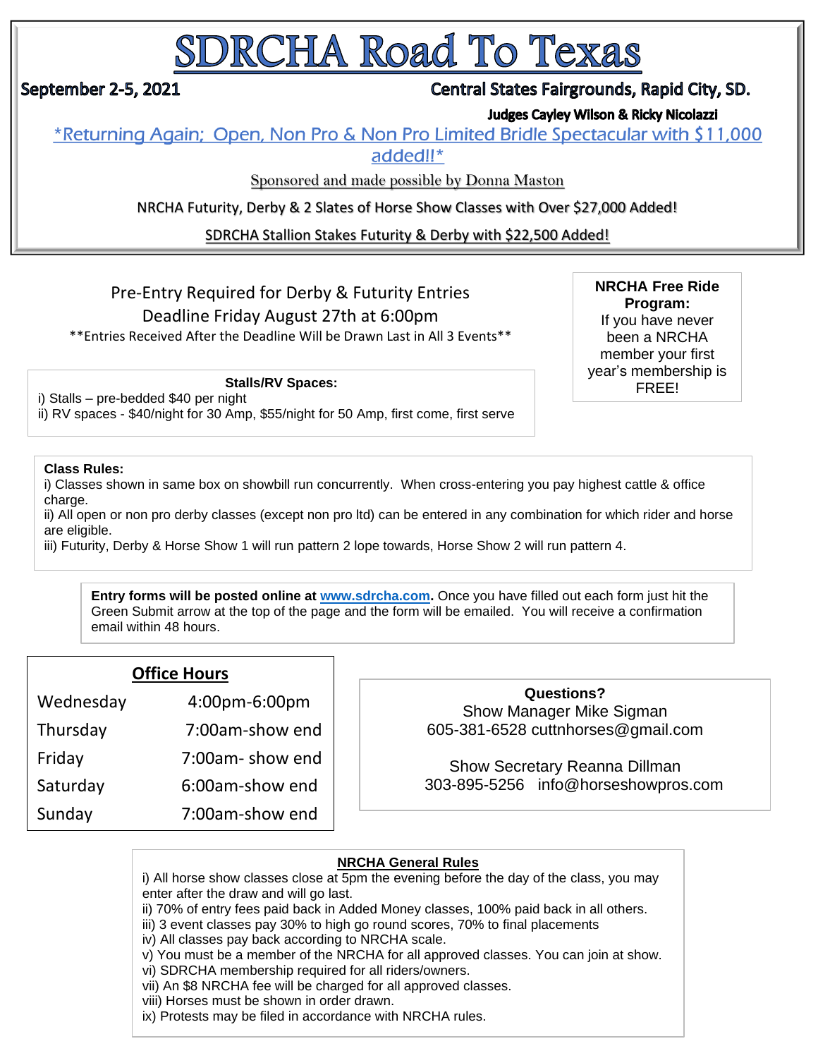# SDRCHA Road To Texas

**September 2-5, 2021** — **Central States Fairgrounds, Rapid City, SD.**

**Judges Cayley Wilson & Ricky Nicolazzi**

*Returning Again; Open, Non Pro & Non Pro Limited Bridle Spectacular with $11,000 added!!*

Sponsored and made possible by Donna Maston

NRCHA Futurity, Derby & 2 Slates of Horse Show Classes with Over $27,000 Added!

SDRCHA Stallion Stakes Futurity & Derby with $22,500 Added!

Pre-Entry Required for Derby & Futurity Entries
Deadline Friday August 27th at 6:00pm
**Entries Received After the Deadline Will be Drawn Last in All 3 Events**

**NRCHA Free Ride Program:**
If you have never been a NRCHA member your first year's membership is FREE!

**Stalls/RV Spaces:**

i) Stalls – pre-bedded $40 per night
ii) RV spaces - $40/night for 30 Amp, $55/night for 50 Amp, first come, first serve

**Class Rules:**

i) Classes shown in same box on showbill run concurrently. When cross-entering you pay highest cattle & office charge.
ii) All open or non pro derby classes (except non pro ltd) can be entered in any combination for which rider and horse are eligible.
iii) Futurity, Derby & Horse Show 1 will run pattern 2 lope towards, Horse Show 2 will run pattern 4.

**Entry forms will be posted online at www.sdrcha.com.** Once you have filled out each form just hit the Green Submit arrow at the top of the page and the form will be emailed. You will receive a confirmation email within 48 hours.

| Office Hours | |
|---|---|
| Wednesday | 4:00pm-6:00pm |
| Thursday | 7:00am-show end |
| Friday | 7:00am- show end |
| Saturday | 6:00am-show end |
| Sunday | 7:00am-show end |

**Questions?**
Show Manager Mike Sigman
605-381-6528 cuttnhorses@gmail.com

Show Secretary Reanna Dillman
303-895-5256 info@horseshowpros.com

**NRCHA General Rules**

i) All horse show classes close at 5pm the evening before the day of the class, you may enter after the draw and will go last.
ii) 70% of entry fees paid back in Added Money classes, 100% paid back in all others.
iii) 3 event classes pay 30% to high go round scores, 70% to final placements
iv) All classes pay back according to NRCHA scale.
v) You must be a member of the NRCHA for all approved classes. You can join at show.
vi) SDRCHA membership required for all riders/owners.
vii) An $8 NRCHA fee will be charged for all approved classes.
viii) Horses must be shown in order drawn.
ix) Protests may be filed in accordance with NRCHA rules.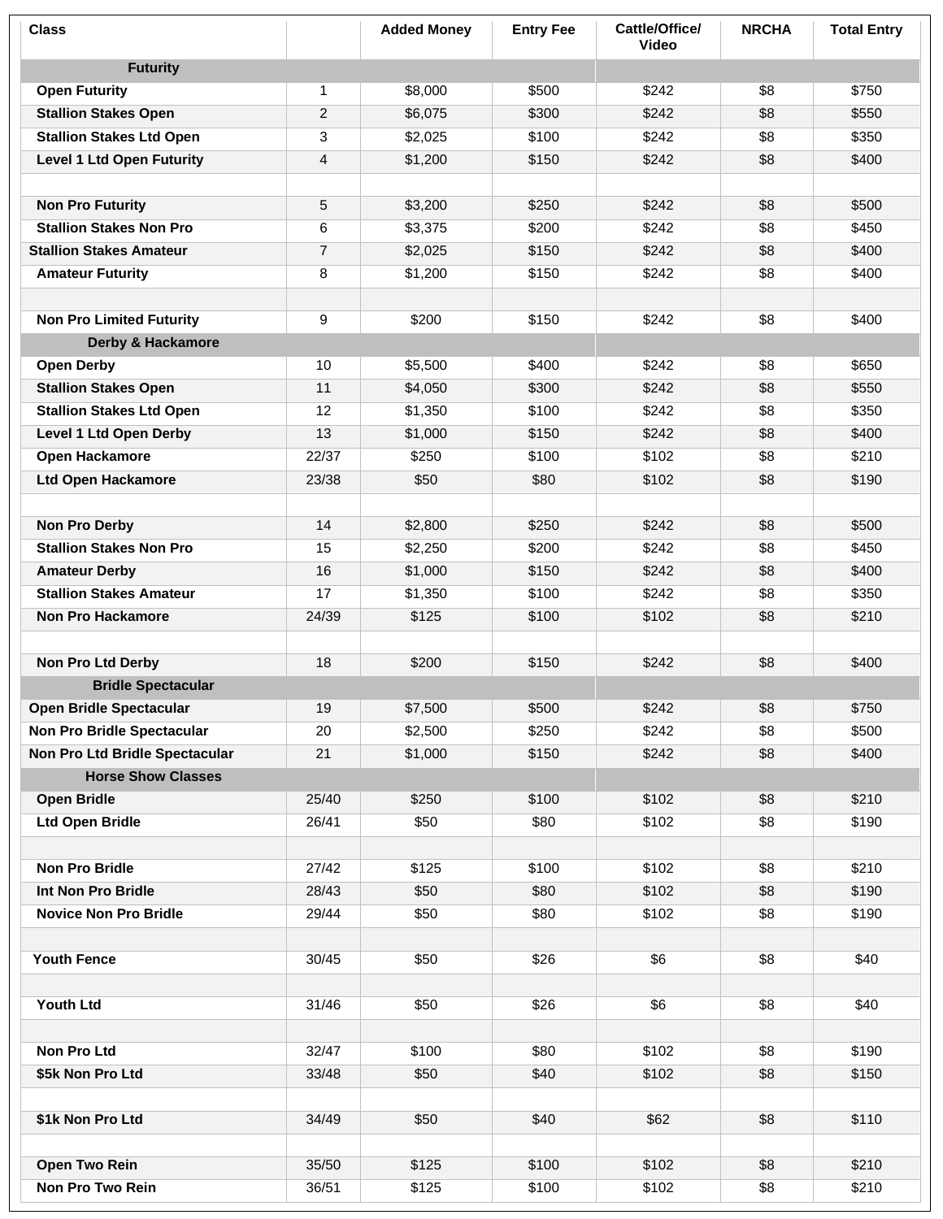| Class | | Added Money | Entry Fee | Cattle/Office/ Video | NRCHA | Total Entry |
|---|---|---|---|---|---|---|
| **Futurity** | | | | | | |
| Open Futurity | 1 | $8,000 | $500 | $242 | $8 | $750 |
| Stallion Stakes Open | 2 | $6,075 | $300 | $242 | $8 | $550 |
| Stallion Stakes Ltd Open | 3 | $2,025 | $100 | $242 | $8 | $350 |
| Level 1 Ltd Open Futurity | 4 | $1,200 | $150 | $242 | $8 | $400 |
| | | | | | | |
| Non Pro Futurity | 5 | $3,200 | $250 | $242 | $8 | $500 |
| Stallion Stakes Non Pro | 6 | $3,375 | $200 | $242 | $8 | $450 |
| Stallion Stakes Amateur | 7 | $2,025 | $150 | $242 | $8 | $400 |
| Amateur Futurity | 8 | $1,200 | $150 | $242 | $8 | $400 |
| | | | | | | |
| Non Pro Limited Futurity | 9 | $200 | $150 | $242 | $8 | $400 |
| **Derby & Hackamore** | | | | | | |
| Open Derby | 10 | $5,500 | $400 | $242 | $8 | $650 |
| Stallion Stakes Open | 11 | $4,050 | $300 | $242 | $8 | $550 |
| Stallion Stakes Ltd Open | 12 | $1,350 | $100 | $242 | $8 | $350 |
| Level 1 Ltd Open Derby | 13 | $1,000 | $150 | $242 | $8 | $400 |
| Open Hackamore | 22/37 | $250 | $100 | $102 | $8 | $210 |
| Ltd Open Hackamore | 23/38 | $50 | $80 | $102 | $8 | $190 |
| | | | | | | |
| Non Pro Derby | 14 | $2,800 | $250 | $242 | $8 | $500 |
| Stallion Stakes Non Pro | 15 | $2,250 | $200 | $242 | $8 | $450 |
| Amateur Derby | 16 | $1,000 | $150 | $242 | $8 | $400 |
| Stallion Stakes Amateur | 17 | $1,350 | $100 | $242 | $8 | $350 |
| Non Pro Hackamore | 24/39 | $125 | $100 | $102 | $8 | $210 |
| | | | | | | |
| Non Pro Ltd Derby | 18 | $200 | $150 | $242 | $8 | $400 |
| **Bridle Spectacular** | | | | | | |
| Open Bridle Spectacular | 19 | $7,500 | $500 | $242 | $8 | $750 |
| Non Pro Bridle Spectacular | 20 | $2,500 | $250 | $242 | $8 | $500 |
| Non Pro Ltd Bridle Spectacular | 21 | $1,000 | $150 | $242 | $8 | $400 |
| **Horse Show Classes** | | | | | | |
| Open Bridle | 25/40 | $250 | $100 | $102 | $8 | $210 |
| Ltd Open Bridle | 26/41 | $50 | $80 | $102 | $8 | $190 |
| | | | | | | |
| Non Pro Bridle | 27/42 | $125 | $100 | $102 | $8 | $210 |
| Int Non Pro Bridle | 28/43 | $50 | $80 | $102 | $8 | $190 |
| Novice Non Pro Bridle | 29/44 | $50 | $80 | $102 | $8 | $190 |
| | | | | | | |
| Youth Fence | 30/45 | $50 | $26 | $6 | $8 | $40 |
| | | | | | | |
| Youth Ltd | 31/46 | $50 | $26 | $6 | $8 | $40 |
| | | | | | | |
| Non Pro Ltd | 32/47 | $100 | $80 | $102 | $8 | $190 |
| $5k Non Pro Ltd | 33/48 | $50 | $40 | $102 | $8 | $150 |
| | | | | | | |
| $1k Non Pro Ltd | 34/49 | $50 | $40 | $62 | $8 | $110 |
| | | | | | | |
| Open Two Rein | 35/50 | $125 | $100 | $102 | $8 | $210 |
| Non Pro Two Rein | 36/51 | $125 | $100 | $102 | $8 | $210 |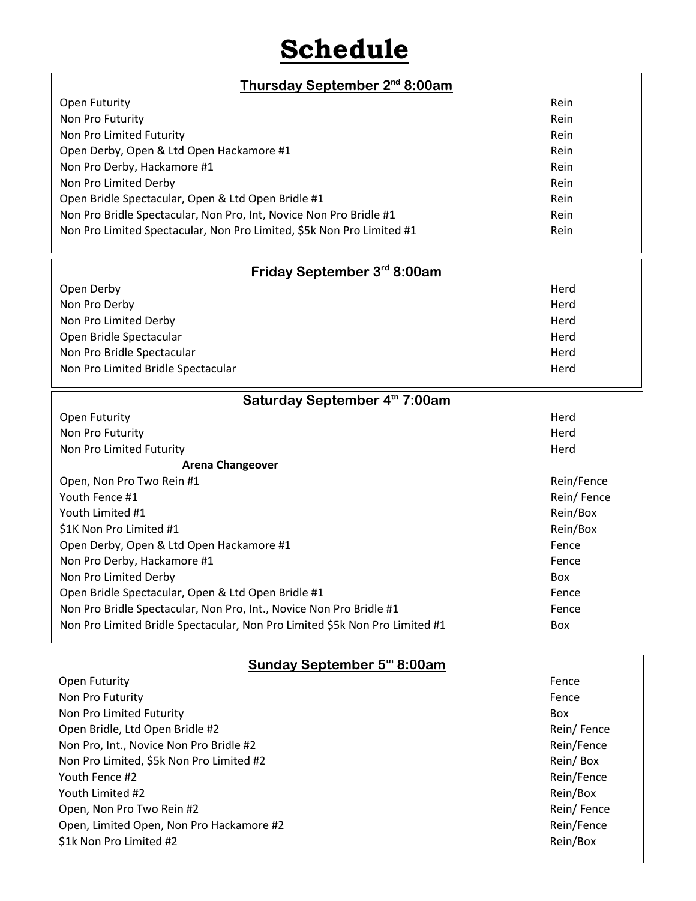# Schedule

| Thursday September 2nd 8:00am | |
|---|---|
| Open Futurity | Rein |
| Non Pro Futurity | Rein |
| Non Pro Limited Futurity | Rein |
| Open Derby, Open & Ltd Open Hackamore #1 | Rein |
| Non Pro Derby, Hackamore #1 | Rein |
| Non Pro Limited Derby | Rein |
| Open Bridle Spectacular, Open & Ltd Open Bridle #1 | Rein |
| Non Pro Bridle Spectacular, Non Pro, Int, Novice Non Pro Bridle #1 | Rein |
| Non Pro Limited Spectacular, Non Pro Limited, $5k Non Pro Limited #1 | Rein |

| Friday September 3rd 8:00am | |
|---|---|
| Open Derby | Herd |
| Non Pro Derby | Herd |
| Non Pro Limited Derby | Herd |
| Open Bridle Spectacular | Herd |
| Non Pro Bridle Spectacular | Herd |
| Non Pro Limited Bridle Spectacular | Herd |

| Saturday September 4th 7:00am | |
|---|---|
| Open Futurity | Herd |
| Non Pro Futurity | Herd |
| Non Pro Limited Futurity | Herd |
| **Arena Changeover** | |
| Open, Non Pro Two Rein #1 | Rein/Fence |
| Youth Fence #1 | Rein/ Fence |
| Youth Limited #1 | Rein/Box |
| $1K Non Pro Limited #1 | Rein/Box |
| Open Derby, Open & Ltd Open Hackamore #1 | Fence |
| Non Pro Derby, Hackamore #1 | Fence |
| Non Pro Limited Derby | Box |
| Open Bridle Spectacular, Open & Ltd Open Bridle #1 | Fence |
| Non Pro Bridle Spectacular, Non Pro, Int., Novice Non Pro Bridle #1 | Fence |
| Non Pro Limited Bridle Spectacular, Non Pro Limited $5k Non Pro Limited #1 | Box |

| Sunday September 5th 8:00am | |
|---|---|
| Open Futurity | Fence |
| Non Pro Futurity | Fence |
| Non Pro Limited Futurity | Box |
| Open Bridle, Ltd Open Bridle #2 | Rein/ Fence |
| Non Pro, Int., Novice Non Pro Bridle #2 | Rein/Fence |
| Non Pro Limited, $5k Non Pro Limited #2 | Rein/ Box |
| Youth Fence #2 | Rein/Fence |
| Youth Limited #2 | Rein/Box |
| Open, Non Pro Two Rein #2 | Rein/ Fence |
| Open, Limited Open, Non Pro Hackamore #2 | Rein/Fence |
| $1k Non Pro Limited #2 | Rein/Box |